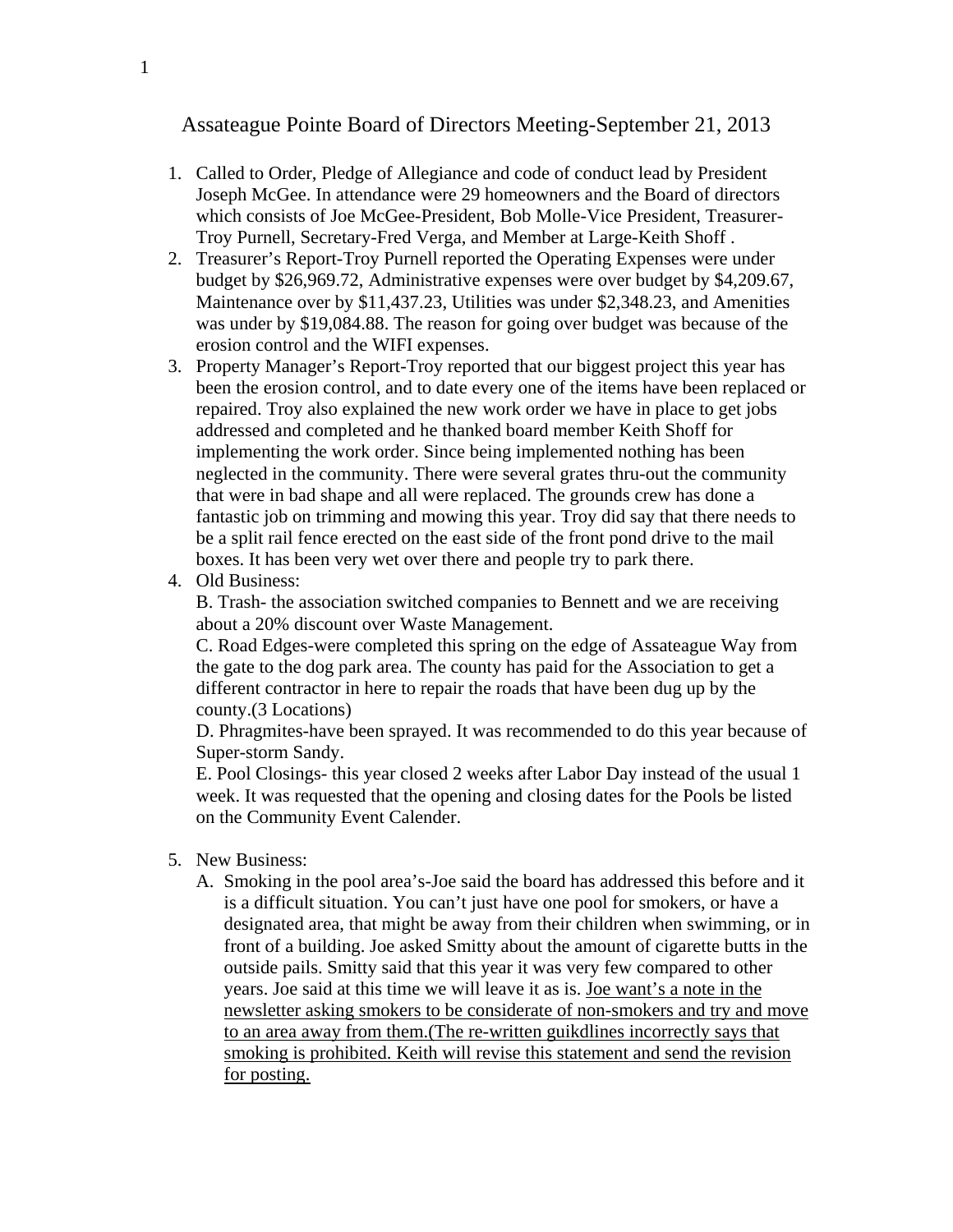# Assateague Pointe Board of Directors Meeting-September 21, 2013

1. Called to Order, Pledge of Allegiance and code of conduct lead by President Joseph McGee. In attendance were 29 homeowners and the Board of directors which consists of Joe McGee-President, Bob Molle-Vice President, Treasurer-Troy Purnell, Secretary-Fred Verga, and Member at Large-Keith Shoff .
2. Treasurer's Report-Troy Purnell reported the Operating Expenses were under budget by $26,969.72, Administrative expenses were over budget by $4,209.67, Maintenance over by $11,437.23, Utilities was under $2,348.23, and Amenities was under by $19,084.88. The reason for going over budget was because of the erosion control and the WIFI expenses.
3. Property Manager's Report-Troy reported that our biggest project this year has been the erosion control, and to date every one of the items have been replaced or repaired. Troy also explained the new work order we have in place to get jobs addressed and completed and he thanked board member Keith Shoff for implementing the work order. Since being implemented nothing has been neglected in the community. There were several grates thru-out the community that were in bad shape and all were replaced. The grounds crew has done a fantastic job on trimming and mowing this year. Troy did say that there needs to be a split rail fence erected on the east side of the front pond drive to the mail boxes. It has been very wet over there and people try to park there.
4. Old Business:

   B. Trash- the association switched companies to Bennett and we are receiving about a 20% discount over Waste Management.

   C. Road Edges-were completed this spring on the edge of Assateague Way from the gate to the dog park area. The county has paid for the Association to get a different contractor in here to repair the roads that have been dug up by the county.(3 Locations)

   D. Phragmites-have been sprayed. It was recommended to do this year because of Super-storm Sandy.

   E. Pool Closings- this year closed 2 weeks after Labor Day instead of the usual 1 week. It was requested that the opening and closing dates for the Pools be listed on the Community Event Calender.

5. New Business:
   A. Smoking in the pool area's-Joe said the board has addressed this before and it is a difficult situation. You can't just have one pool for smokers, or have a designated area, that might be away from their children when swimming, or in front of a building. Joe asked Smitty about the amount of cigarette butts in the outside pails. Smitty said that this year it was very few compared to other years. Joe said at this time we will leave it as is. <u>Joe want's a note in the newsletter asking smokers to be considerate of non-smokers and try and move to an area away from them.(The re-written guikdlines incorrectly says that smoking is prohibited. Keith will revise this statement and send the revision for posting.</u>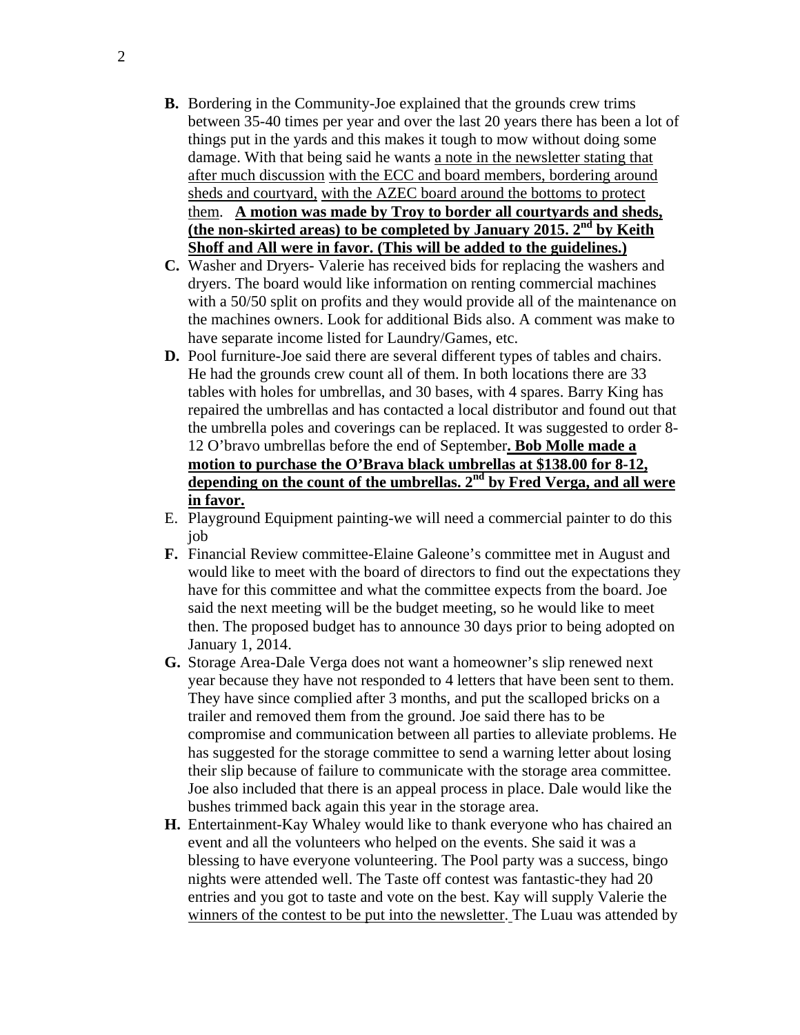**B.** Bordering in the Community-Joe explained that the grounds crew trims between 35-40 times per year and over the last 20 years there has been a lot of things put in the yards and this makes it tough to mow without doing some damage. With that being said he wants <u>a note in the newsletter stating that after much discussion</u> <u>with the ECC and board members, bordering around sheds and courtyard,</u> <u>with the AZEC board around the bottoms to protect them</u>. <u>**A motion was made by Troy to border all courtyards and sheds, (the non-skirted areas) to be completed by January 2015. 2nd by Keith Shoff and All were in favor. (This will be added to the guidelines.)**</u>

**C.** Washer and Dryers- Valerie has received bids for replacing the washers and dryers. The board would like information on renting commercial machines with a 50/50 split on profits and they would provide all of the maintenance on the machines owners. Look for additional Bids also. A comment was make to have separate income listed for Laundry/Games, etc.

**D.** Pool furniture-Joe said there are several different types of tables and chairs. He had the grounds crew count all of them. In both locations there are 33 tables with holes for umbrellas, and 30 bases, with 4 spares. Barry King has repaired the umbrellas and has contacted a local distributor and found out that the umbrella poles and coverings can be replaced. It was suggested to order 8-12 O'bravo umbrellas before the end of September<u>**. Bob Molle made a motion to purchase the O'Brava black umbrellas at $138.00 for 8-12, depending on the count of the umbrellas. 2nd by Fred Verga, and all were in favor.**</u>

E. Playground Equipment painting-we will need a commercial painter to do this job

**F.** Financial Review committee-Elaine Galeone's committee met in August and would like to meet with the board of directors to find out the expectations they have for this committee and what the committee expects from the board. Joe said the next meeting will be the budget meeting, so he would like to meet then. The proposed budget has to announce 30 days prior to being adopted on January 1, 2014.

**G.** Storage Area-Dale Verga does not want a homeowner's slip renewed next year because they have not responded to 4 letters that have been sent to them. They have since complied after 3 months, and put the scalloped bricks on a trailer and removed them from the ground. Joe said there has to be compromise and communication between all parties to alleviate problems. He has suggested for the storage committee to send a warning letter about losing their slip because of failure to communicate with the storage area committee. Joe also included that there is an appeal process in place. Dale would like the bushes trimmed back again this year in the storage area.

**H.** Entertainment-Kay Whaley would like to thank everyone who has chaired an event and all the volunteers who helped on the events. She said it was a blessing to have everyone volunteering. The Pool party was a success, bingo nights were attended well. The Taste off contest was fantastic-they had 20 entries and you got to taste and vote on the best. Kay will supply Valerie the <u>winners of the contest to be put into the newsletter.</u> The Luau was attended by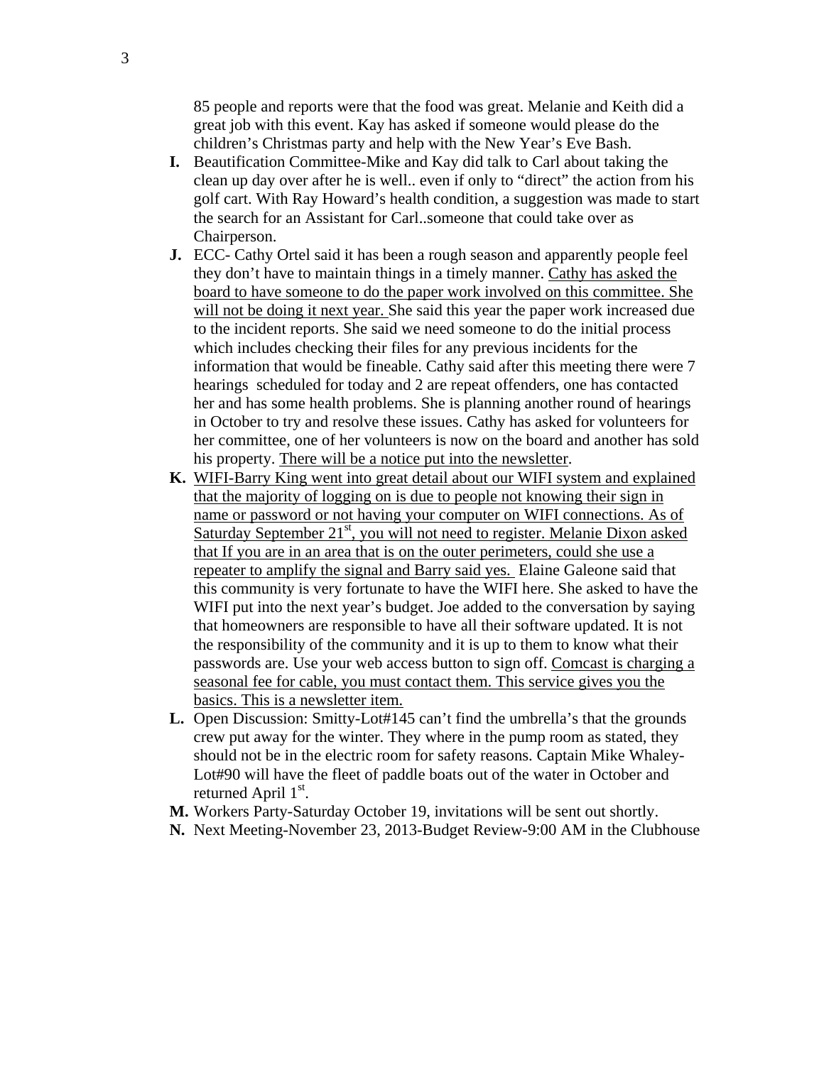85 people and reports were that the food was great. Melanie and Keith did a great job with this event. Kay has asked if someone would please do the children's Christmas party and help with the New Year's Eve Bash.

**I.** Beautification Committee-Mike and Kay did talk to Carl about taking the clean up day over after he is well.. even if only to "direct" the action from his golf cart. With Ray Howard's health condition, a suggestion was made to start the search for an Assistant for Carl..someone that could take over as Chairperson.

**J.** ECC- Cathy Ortel said it has been a rough season and apparently people feel they don't have to maintain things in a timely manner. <u>Cathy has asked the board to have someone to do the paper work involved on this committee. She will not be doing it next year.</u> She said this year the paper work increased due to the incident reports. She said we need someone to do the initial process which includes checking their files for any previous incidents for the information that would be fineable. Cathy said after this meeting there were 7 hearings scheduled for today and 2 are repeat offenders, one has contacted her and has some health problems. She is planning another round of hearings in October to try and resolve these issues. Cathy has asked for volunteers for her committee, one of her volunteers is now on the board and another has sold his property. <u>There will be a notice put into the newsletter</u>.

**K.** <u>WIFI-Barry King went into great detail about our WIFI system and explained that the majority of logging on is due to people not knowing their sign in name or password or not having your computer on WIFI connections. As of Saturday September 21st, you will not need to register. Melanie Dixon asked that If you are in an area that is on the outer perimeters, could she use a repeater to amplify the signal and Barry said yes.</u> Elaine Galeone said that this community is very fortunate to have the WIFI here. She asked to have the WIFI put into the next year's budget. Joe added to the conversation by saying that homeowners are responsible to have all their software updated. It is not the responsibility of the community and it is up to them to know what their passwords are. Use your web access button to sign off. <u>Comcast is charging a seasonal fee for cable, you must contact them. This service gives you the basics. This is a newsletter item.</u>

**L.** Open Discussion: Smitty-Lot#145 can't find the umbrella's that the grounds crew put away for the winter. They where in the pump room as stated, they should not be in the electric room for safety reasons. Captain Mike Whaley-Lot#90 will have the fleet of paddle boats out of the water in October and returned April 1st.

**M.** Workers Party-Saturday October 19, invitations will be sent out shortly.

**N.** Next Meeting-November 23, 2013-Budget Review-9:00 AM in the Clubhouse